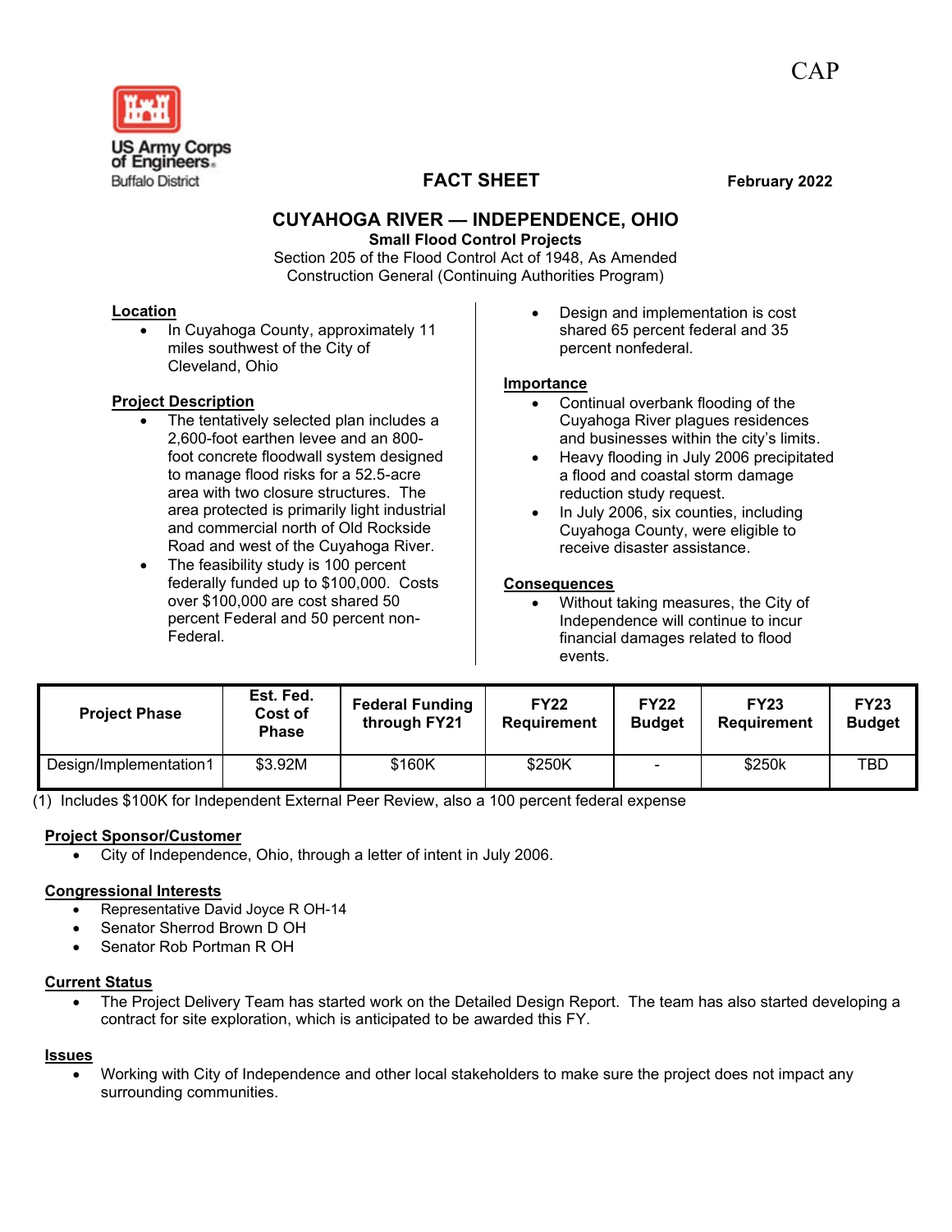CAP

US Army Corps of Engineers
Buffalo District

# FACT SHEET

**February 2022**

## CUYAHOGA RIVER — INDEPENDENCE, OHIO

**Small Flood Control Projects**

Section 205 of the Flood Control Act of 1948, As Amended
Construction General (Continuing Authorities Program)

### Location

- In Cuyahoga County, approximately 11 miles southwest of the City of Cleveland, Ohio

### Project Description

- The tentatively selected plan includes a 2,600-foot earthen levee and an 800-foot concrete floodwall system designed to manage flood risks for a 52.5-acre area with two closure structures. The area protected is primarily light industrial and commercial north of Old Rockside Road and west of the Cuyahoga River.
- The feasibility study is 100 percent federally funded up to $100,000. Costs over $100,000 are cost shared 50 percent Federal and 50 percent non-Federal.
- Design and implementation is cost shared 65 percent federal and 35 percent nonfederal.

### Importance

- Continual overbank flooding of the Cuyahoga River plagues residences and businesses within the city's limits.
- Heavy flooding in July 2006 precipitated a flood and coastal storm damage reduction study request.
- In July 2006, six counties, including Cuyahoga County, were eligible to receive disaster assistance.

### Consequences

- Without taking measures, the City of Independence will continue to incur financial damages related to flood events.

| Project Phase | Est. Fed. Cost of Phase | Federal Funding through FY21 | FY22 Requirement | FY22 Budget | FY23 Requirement | FY23 Budget |
|---|---|---|---|---|---|---|
| Design/Implementation1 | $3.92M | $160K | $250K | - | $250k | TBD |

(1) Includes $100K for Independent External Peer Review, also a 100 percent federal expense

### Project Sponsor/Customer

- City of Independence, Ohio, through a letter of intent in July 2006.

### Congressional Interests

- Representative David Joyce R OH-14
- Senator Sherrod Brown D OH
- Senator Rob Portman R OH

### Current Status

- The Project Delivery Team has started work on the Detailed Design Report. The team has also started developing a contract for site exploration, which is anticipated to be awarded this FY.

### Issues

- Working with City of Independence and other local stakeholders to make sure the project does not impact any surrounding communities.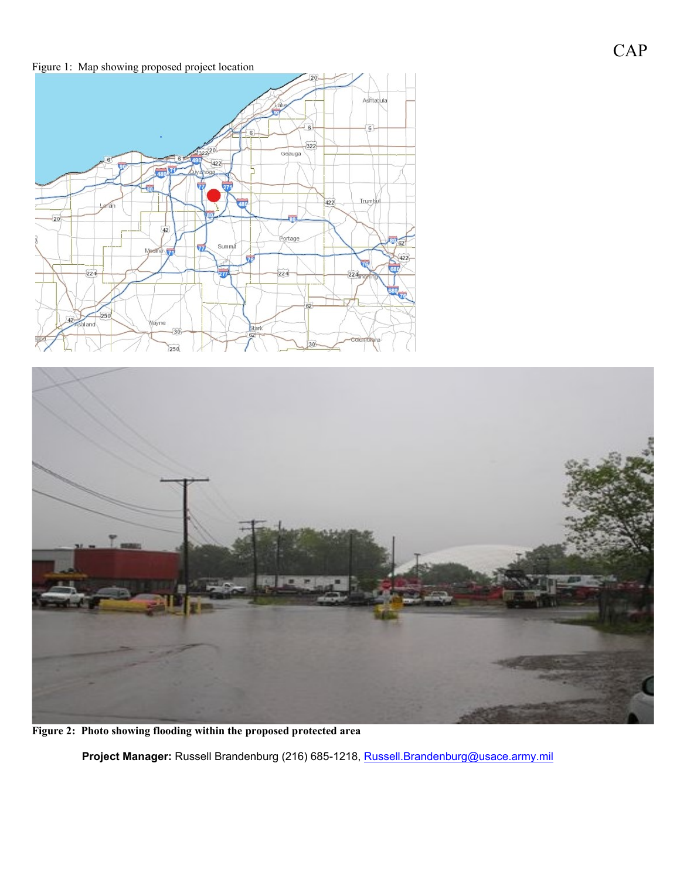Figure 1: Map showing proposed project location

**Figure 2: Photo showing flooding within the proposed protected area**

**Project Manager:** Russell Brandenburg (216) 685-1218, Russell.Brandenburg@usace.army.mil